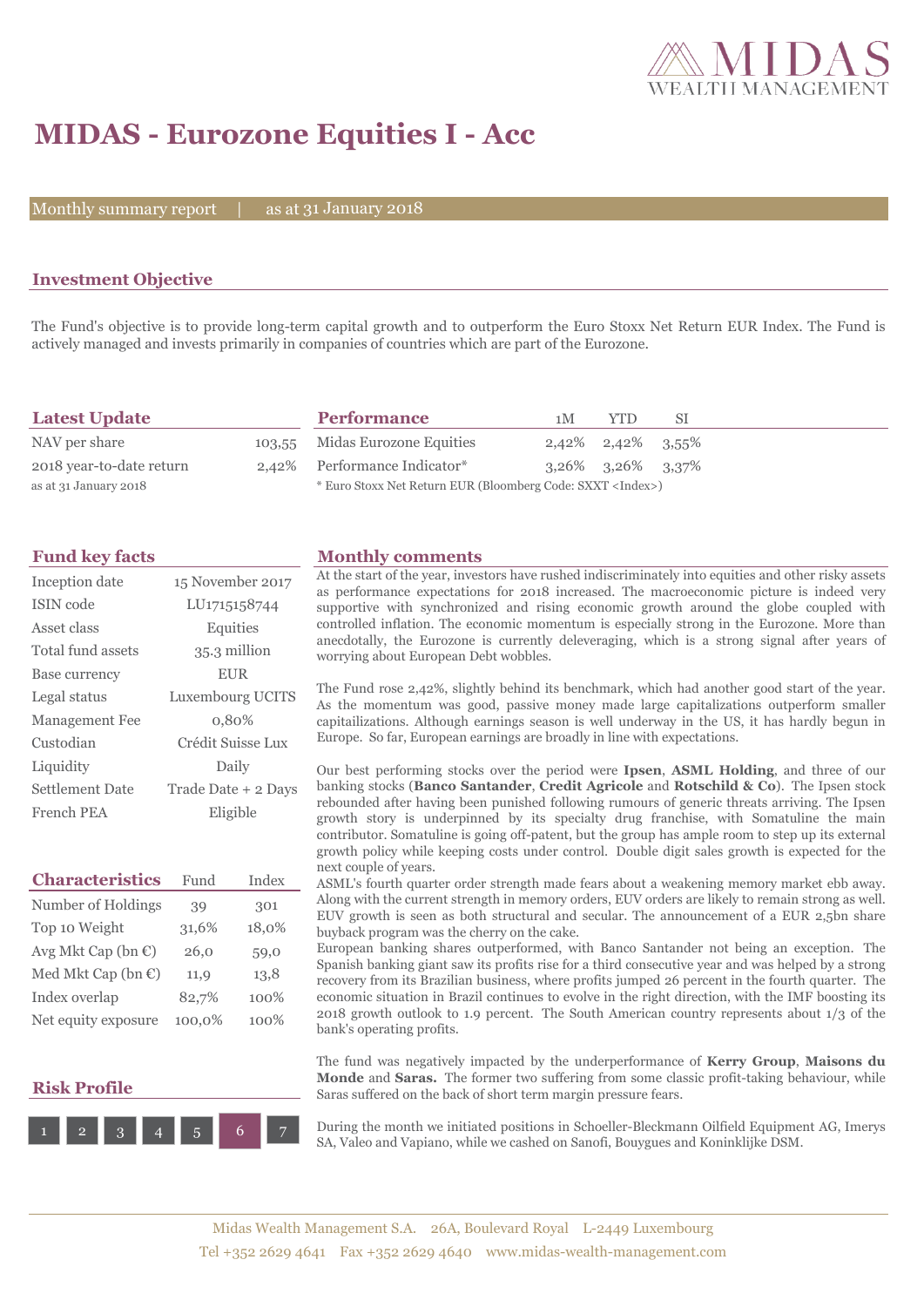# MIDAS - Eurozone Equities I - Acc

Monthly summary report | as at 31 January 2018

## Investment Objective

The Fund's objective is to provide long-term capital growth and to outperform the Euro Stoxx Net Return EUR Index. The Fund is actively managed and invests primarily in companies of countries which are part of the Eurozone.

## Latest Update

| | |
|---|---|
| NAV per share | 103,55 |
| 2018 year-to-date return | 2,42% |

as at 31 January 2018

## Performance

| | 1M | YTD | SI |
|---|---|---|---|
| Midas Eurozone Equities | 2,42% | 2,42% | 3,55% |
| Performance Indicator* | 3,26% | 3,26% | 3,37% |

* Euro Stoxx Net Return EUR (Bloomberg Code: SXXT <Index>)

## Fund key facts

| | |
|---|---|
| Inception date | 15 November 2017 |
| ISIN code | LU1715158744 |
| Asset class | Equities |
| Total fund assets | 35.3 million |
| Base currency | EUR |
| Legal status | Luxembourg UCITS |
| Management Fee | 0,80% |
| Custodian | Crédit Suisse Lux |
| Liquidity | Daily |
| Settlement Date | Trade Date + 2 Days |
| French PEA | Eligible |

## Characteristics

| | Fund | Index |
|---|---|---|
| Number of Holdings | 39 | 301 |
| Top 10 Weight | 31,6% | 18,0% |
| Avg Mkt Cap (bn €) | 26,0 | 59,0 |
| Med Mkt Cap (bn €) | 11,9 | 13,8 |
| Index overlap | 82,7% | 100% |
| Net equity exposure | 100,0% | 100% |

## Risk Profile

1 2 3 4 5 **6** 7

## Monthly comments

At the start of the year, investors have rushed indiscriminately into equities and other risky assets as performance expectations for 2018 increased. The macroeconomic picture is indeed very supportive with synchronized and rising economic growth around the globe coupled with controlled inflation. The economic momentum is especially strong in the Eurozone. More than anecdotally, the Eurozone is currently deleveraging, which is a strong signal after years of worrying about European Debt wobbles.

The Fund rose 2,42%, slightly behind its benchmark, which had another good start of the year. As the momentum was good, passive money made large capitalizations outperform smaller capitailizations. Although earnings season is well underway in the US, it has hardly begun in Europe. So far, European earnings are broadly in line with expectations.

Our best performing stocks over the period were **Ipsen**, **ASML Holding**, and three of our banking stocks (**Banco Santander**, **Credit Agricole** and **Rotschild & Co**). The Ipsen stock rebounded after having been punished following rumours of generic threats arriving. The Ipsen growth story is underpinned by its specialty drug franchise, with Somatuline the main contributor. Somatuline is going off-patent, but the group has ample room to step up its external growth policy while keeping costs under control. Double digit sales growth is expected for the next couple of years.

ASML's fourth quarter order strength made fears about a weakening memory market ebb away. Along with the current strength in memory orders, EUV orders are likely to remain strong as well. EUV growth is seen as both structural and secular. The announcement of a EUR 2,5bn share buyback program was the cherry on the cake.

European banking shares outperformed, with Banco Santander not being an exception. The Spanish banking giant saw its profits rise for a third consecutive year and was helped by a strong recovery from its Brazilian business, where profits jumped 26 percent in the fourth quarter. The economic situation in Brazil continues to evolve in the right direction, with the IMF boosting its 2018 growth outlook to 1.9 percent. The South American country represents about 1/3 of the bank's operating profits.

The fund was negatively impacted by the underperformance of **Kerry Group**, **Maisons du Monde** and **Saras.** The former two suffering from some classic profit-taking behaviour, while Saras suffered on the back of short term margin pressure fears.

During the month we initiated positions in Schoeller-Bleckmann Oilfield Equipment AG, Imerys SA, Valeo and Vapiano, while we cashed on Sanofi, Bouygues and Koninklijke DSM.

Midas Wealth Management S.A. 26A, Boulevard Royal L-2449 Luxembourg
Tel +352 2629 4641 Fax +352 2629 4640 www.midas-wealth-management.com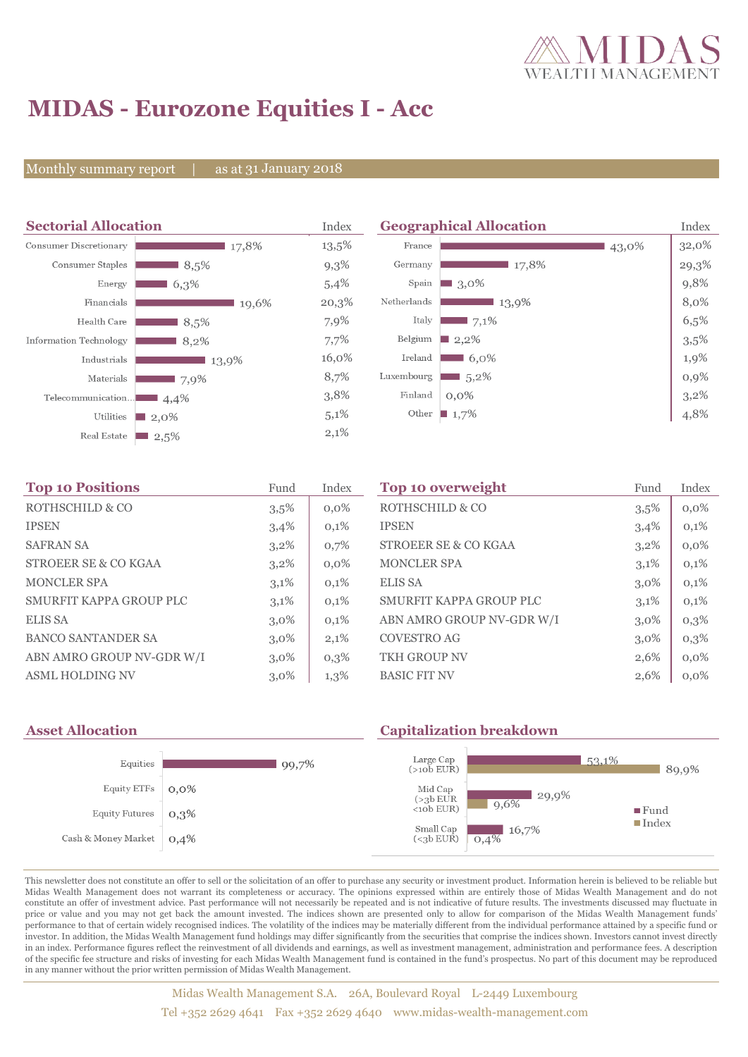# MIDAS - Eurozone Equities I - Acc

Monthly summary report | as at 31 January 2018

## Sectorial Allocation

Index

Consumer Discretionary 17,8% 13,5%
Consumer Staples 8,5% 9,3%
Energy 6,3% 5,4%
Financials 19,6% 20,3%
Health Care 8,5% 7,9%
Information Technology 8,2% 7,7%
Industrials 13,9% 16,0%
Materials 7,9% 8,7%
Telecommunication... 4,4% 3,8%
Utilities 2,0% 5,1%
Real Estate 2,5% 2,1%

## Geographical Allocation

Index

France 43,0% 32,0%
Germany 17,8% 29,3%
Spain 3,0% 9,8%
Netherlands 13,9% 8,0%
Italy 7,1% 6,5%
Belgium 2,2% 3,5%
Ireland 6,0% 1,9%
Luxembourg 5,2% 0,9%
Finland 0,0% 3,2%
Other 1,7% 4,8%

## Top 10 Positions

| Top 10 Positions | Fund | Index |
|---|---|---|
| ROTHSCHILD & CO | 3,5% | 0,0% |
| IPSEN | 3,4% | 0,1% |
| SAFRAN SA | 3,2% | 0,7% |
| STROEER SE & CO KGAA | 3,2% | 0,0% |
| MONCLER SPA | 3,1% | 0,1% |
| SMURFIT KAPPA GROUP PLC | 3,1% | 0,1% |
| ELIS SA | 3,0% | 0,1% |
| BANCO SANTANDER SA | 3,0% | 2,1% |
| ABN AMRO GROUP NV-GDR W/I | 3,0% | 0,3% |
| ASML HOLDING NV | 3,0% | 1,3% |

## Top 10 overweight

| Top 10 overweight | Fund | Index |
|---|---|---|
| ROTHSCHILD & CO | 3,5% | 0,0% |
| IPSEN | 3,4% | 0,1% |
| STROEER SE & CO KGAA | 3,2% | 0,0% |
| MONCLER SPA | 3,1% | 0,1% |
| ELIS SA | 3,0% | 0,1% |
| SMURFIT KAPPA GROUP PLC | 3,1% | 0,1% |
| ABN AMRO GROUP NV-GDR W/I | 3,0% | 0,3% |
| COVESTRO AG | 3,0% | 0,3% |
| TKH GROUP NV | 2,6% | 0,0% |
| BASIC FIT NV | 2,6% | 0,0% |

## Asset Allocation

Equities 99,7%
Equity ETFs 0,0%
Equity Futures 0,3%
Cash & Money Market 0,4%

## Capitalization breakdown

Large Cap (>10b EUR) 53,1% 89,9%
Mid Cap (>3b EUR <10b EUR) 29,9% 9,6%
Small Cap (<3b EUR) 16,7% 0,4%

Fund
Index

This newsletter does not constitute an offer to sell or the solicitation of an offer to purchase any security or investment product. Information herein is believed to be reliable but Midas Wealth Management does not warrant its completeness or accuracy. The opinions expressed within are entirely those of Midas Wealth Management and do not constitute an offer of investment advice. Past performance will not necessarily be repeated and is not indicative of future results. The investments discussed may fluctuate in price or value and you may not get back the amount invested. The indices shown are presented only to allow for comparison of the Midas Wealth Management funds' performance to that of certain widely recognised indices. The volatility of the indices may be materially different from the individual performance attained by a specific fund or investor. In addition, the Midas Wealth Management fund holdings may differ significantly from the securities that comprise the indices shown. Investors cannot invest directly in an index. Performance figures reflect the reinvestment of all dividends and earnings, as well as investment management, administration and performance fees. A description of the specific fee structure and risks of investing for each Midas Wealth Management fund is contained in the fund's prospectus. No part of this document may be reproduced in any manner without the prior written permission of Midas Wealth Management.

Midas Wealth Management S.A. 26A, Boulevard Royal L-2449 Luxembourg
Tel +352 2629 4641 Fax +352 2629 4640 www.midas-wealth-management.com